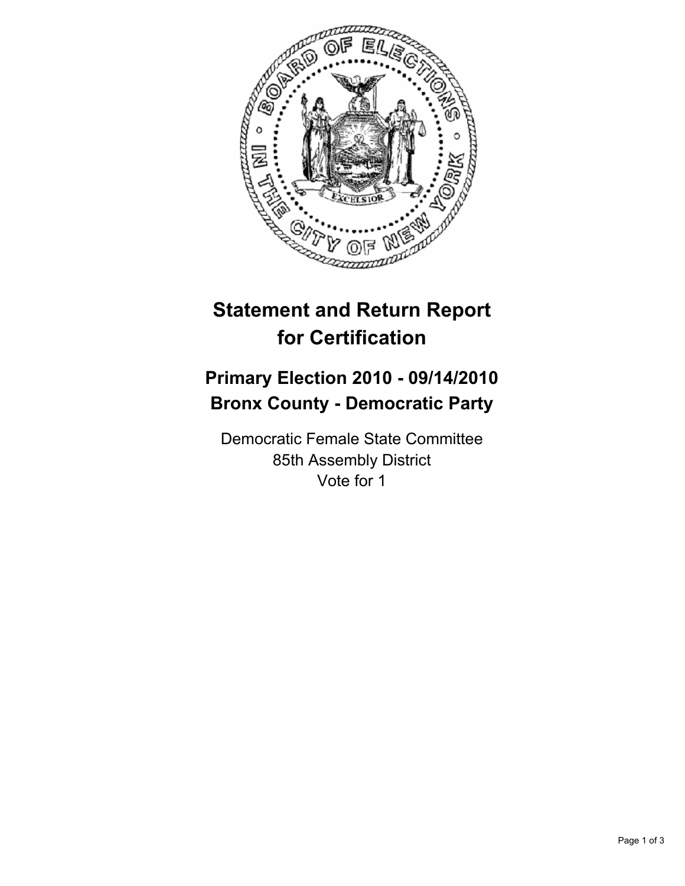# Statement and Return Report for Certification

## Primary Election 2010 - 09/14/2010
## Bronx County - Democratic Party

Democratic Female State Committee
85th Assembly District
Vote for 1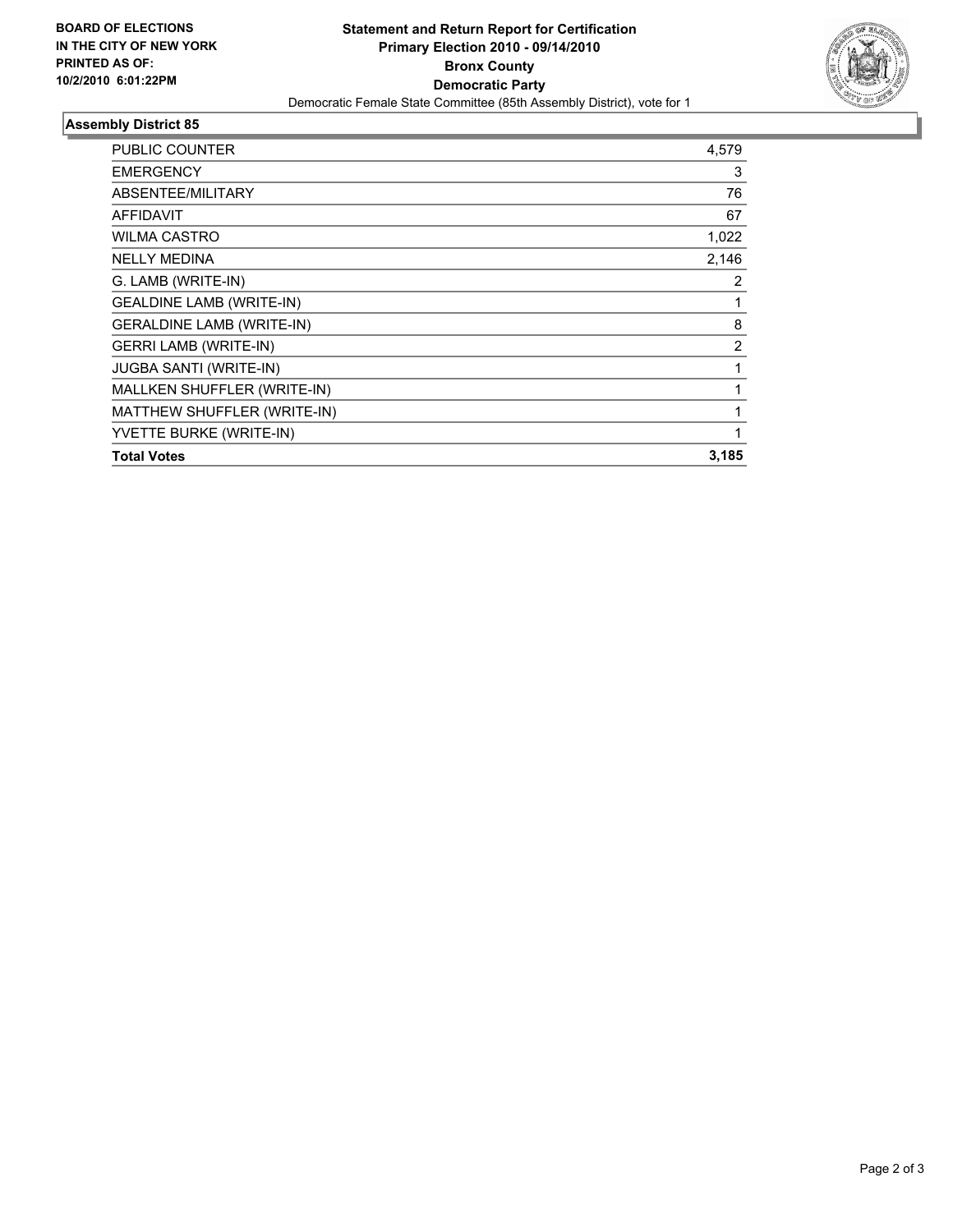**BOARD OF ELECTIONS IN THE CITY OF NEW YORK PRINTED AS OF: 10/2/2010 6:01:22PM**

**Statement and Return Report for Certification**
**Primary Election 2010 - 09/14/2010**
**Bronx County**
**Democratic Party**
Democratic Female State Committee (85th Assembly District), vote for 1

### Assembly District 85

| | |
|---|---|
| PUBLIC COUNTER | 4,579 |
| EMERGENCY | 3 |
| ABSENTEE/MILITARY | 76 |
| AFFIDAVIT | 67 |
| WILMA CASTRO | 1,022 |
| NELLY MEDINA | 2,146 |
| G. LAMB (WRITE-IN) | 2 |
| GEALDINE LAMB (WRITE-IN) | 1 |
| GERALDINE LAMB (WRITE-IN) | 8 |
| GERRI LAMB (WRITE-IN) | 2 |
| JUGBA SANTI (WRITE-IN) | 1 |
| MALLKEN SHUFFLER (WRITE-IN) | 1 |
| MATTHEW SHUFFLER (WRITE-IN) | 1 |
| YVETTE BURKE (WRITE-IN) | 1 |
| **Total Votes** | **3,185** |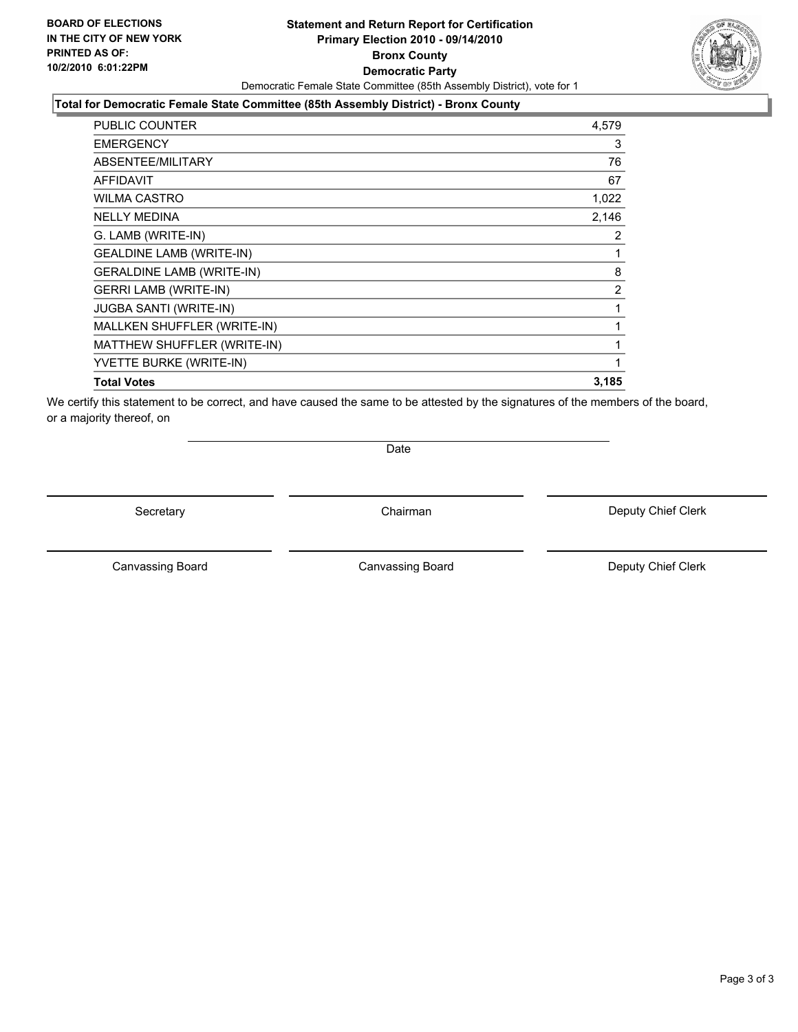**BOARD OF ELECTIONS IN THE CITY OF NEW YORK PRINTED AS OF: 10/2/2010 6:01:22PM**

# Statement and Return Report for Certification
## Primary Election 2010 - 09/14/2010
## Bronx County
## Democratic Party

Democratic Female State Committee (85th Assembly District), vote for 1

**Total for Democratic Female State Committee (85th Assembly District) - Bronx County**

| | |
|---|---|
| PUBLIC COUNTER | 4,579 |
| EMERGENCY | 3 |
| ABSENTEE/MILITARY | 76 |
| AFFIDAVIT | 67 |
| WILMA CASTRO | 1,022 |
| NELLY MEDINA | 2,146 |
| G. LAMB (WRITE-IN) | 2 |
| GEALDINE LAMB (WRITE-IN) | 1 |
| GERALDINE LAMB (WRITE-IN) | 8 |
| GERRI LAMB (WRITE-IN) | 2 |
| JUGBA SANTI (WRITE-IN) | 1 |
| MALLKEN SHUFFLER (WRITE-IN) | 1 |
| MATTHEW SHUFFLER (WRITE-IN) | 1 |
| YVETTE BURKE (WRITE-IN) | 1 |
| **Total Votes** | **3,185** |

We certify this statement to be correct, and have caused the same to be attested by the signatures of the members of the board, or a majority thereof, on

Date

Secretary    Chairman    Deputy Chief Clerk

Canvassing Board    Canvassing Board    Deputy Chief Clerk